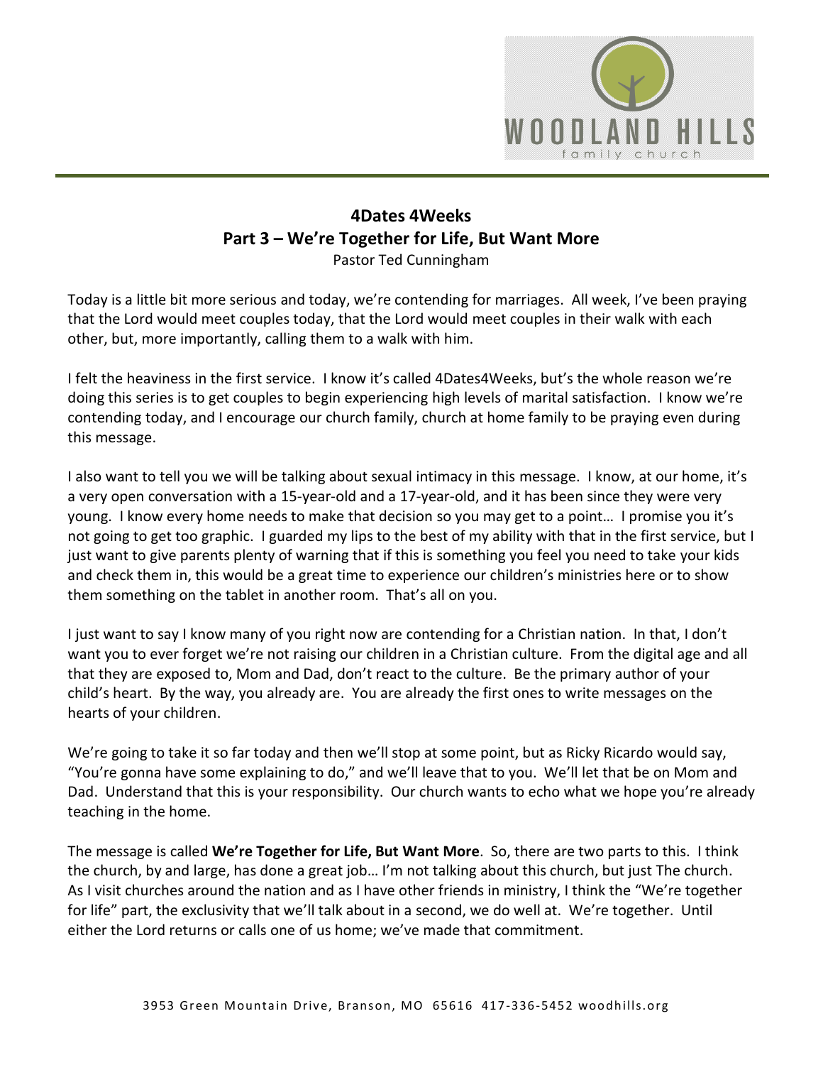# 4Dates 4Weeks
## Part 3 – We're Together for Life, But Want More

Pastor Ted Cunningham

Today is a little bit more serious and today, we're contending for marriages. All week, I've been praying that the Lord would meet couples today, that the Lord would meet couples in their walk with each other, but, more importantly, calling them to a walk with him.

I felt the heaviness in the first service. I know it's called 4Dates4Weeks, but's the whole reason we're doing this series is to get couples to begin experiencing high levels of marital satisfaction. I know we're contending today, and I encourage our church family, church at home family to be praying even during this message.

I also want to tell you we will be talking about sexual intimacy in this message. I know, at our home, it's a very open conversation with a 15-year-old and a 17-year-old, and it has been since they were very young. I know every home needs to make that decision so you may get to a point… I promise you it's not going to get too graphic. I guarded my lips to the best of my ability with that in the first service, but I just want to give parents plenty of warning that if this is something you feel you need to take your kids and check them in, this would be a great time to experience our children's ministries here or to show them something on the tablet in another room. That's all on you.

I just want to say I know many of you right now are contending for a Christian nation. In that, I don't want you to ever forget we're not raising our children in a Christian culture. From the digital age and all that they are exposed to, Mom and Dad, don't react to the culture. Be the primary author of your child's heart. By the way, you already are. You are already the first ones to write messages on the hearts of your children.

We're going to take it so far today and then we'll stop at some point, but as Ricky Ricardo would say, "You're gonna have some explaining to do," and we'll leave that to you. We'll let that be on Mom and Dad. Understand that this is your responsibility. Our church wants to echo what we hope you're already teaching in the home.

The message is called **We're Together for Life, But Want More**. So, there are two parts to this. I think the church, by and large, has done a great job… I'm not talking about this church, but just The church. As I visit churches around the nation and as I have other friends in ministry, I think the "We're together for life" part, the exclusivity that we'll talk about in a second, we do well at. We're together. Until either the Lord returns or calls one of us home; we've made that commitment.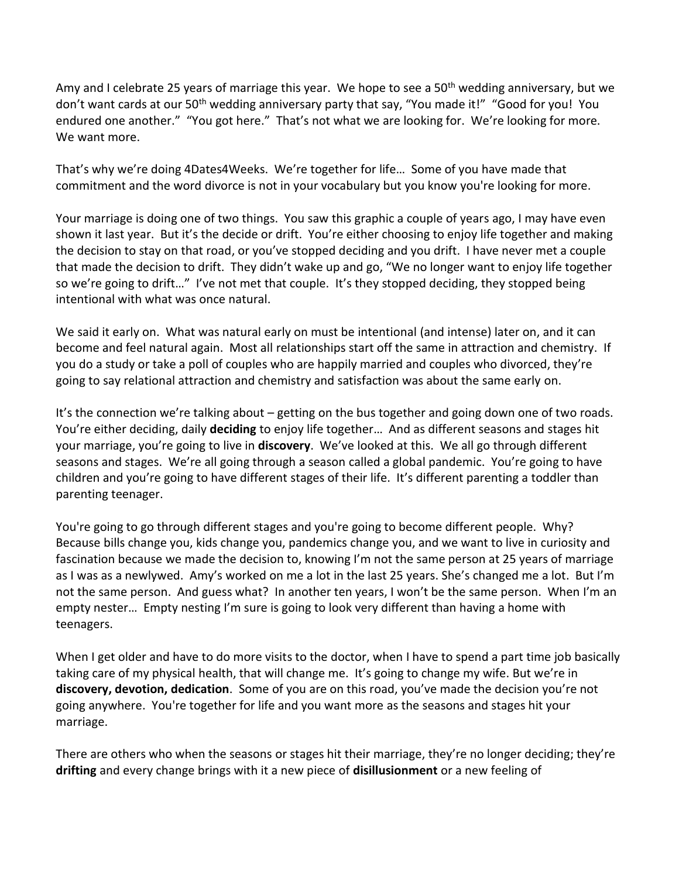Amy and I celebrate 25 years of marriage this year. We hope to see a 50th wedding anniversary, but we don't want cards at our 50th wedding anniversary party that say, "You made it!" "Good for you! You endured one another." "You got here." That's not what we are looking for. We're looking for more. We want more.

That's why we're doing 4Dates4Weeks. We're together for life… Some of you have made that commitment and the word divorce is not in your vocabulary but you know you're looking for more.

Your marriage is doing one of two things. You saw this graphic a couple of years ago, I may have even shown it last year. But it's the decide or drift. You're either choosing to enjoy life together and making the decision to stay on that road, or you've stopped deciding and you drift. I have never met a couple that made the decision to drift. They didn't wake up and go, "We no longer want to enjoy life together so we're going to drift…" I've not met that couple. It's they stopped deciding, they stopped being intentional with what was once natural.

We said it early on. What was natural early on must be intentional (and intense) later on, and it can become and feel natural again. Most all relationships start off the same in attraction and chemistry. If you do a study or take a poll of couples who are happily married and couples who divorced, they're going to say relational attraction and chemistry and satisfaction was about the same early on.

It's the connection we're talking about – getting on the bus together and going down one of two roads. You're either deciding, daily **deciding** to enjoy life together… And as different seasons and stages hit your marriage, you're going to live in **discovery**. We've looked at this. We all go through different seasons and stages. We're all going through a season called a global pandemic. You're going to have children and you're going to have different stages of their life. It's different parenting a toddler than parenting teenager.

You're going to go through different stages and you're going to become different people. Why? Because bills change you, kids change you, pandemics change you, and we want to live in curiosity and fascination because we made the decision to, knowing I'm not the same person at 25 years of marriage as I was as a newlywed. Amy's worked on me a lot in the last 25 years. She's changed me a lot. But I'm not the same person. And guess what? In another ten years, I won't be the same person. When I'm an empty nester… Empty nesting I'm sure is going to look very different than having a home with teenagers.

When I get older and have to do more visits to the doctor, when I have to spend a part time job basically taking care of my physical health, that will change me. It's going to change my wife. But we're in **discovery, devotion, dedication**. Some of you are on this road, you've made the decision you're not going anywhere. You're together for life and you want more as the seasons and stages hit your marriage.

There are others who when the seasons or stages hit their marriage, they're no longer deciding; they're **drifting** and every change brings with it a new piece of **disillusionment** or a new feeling of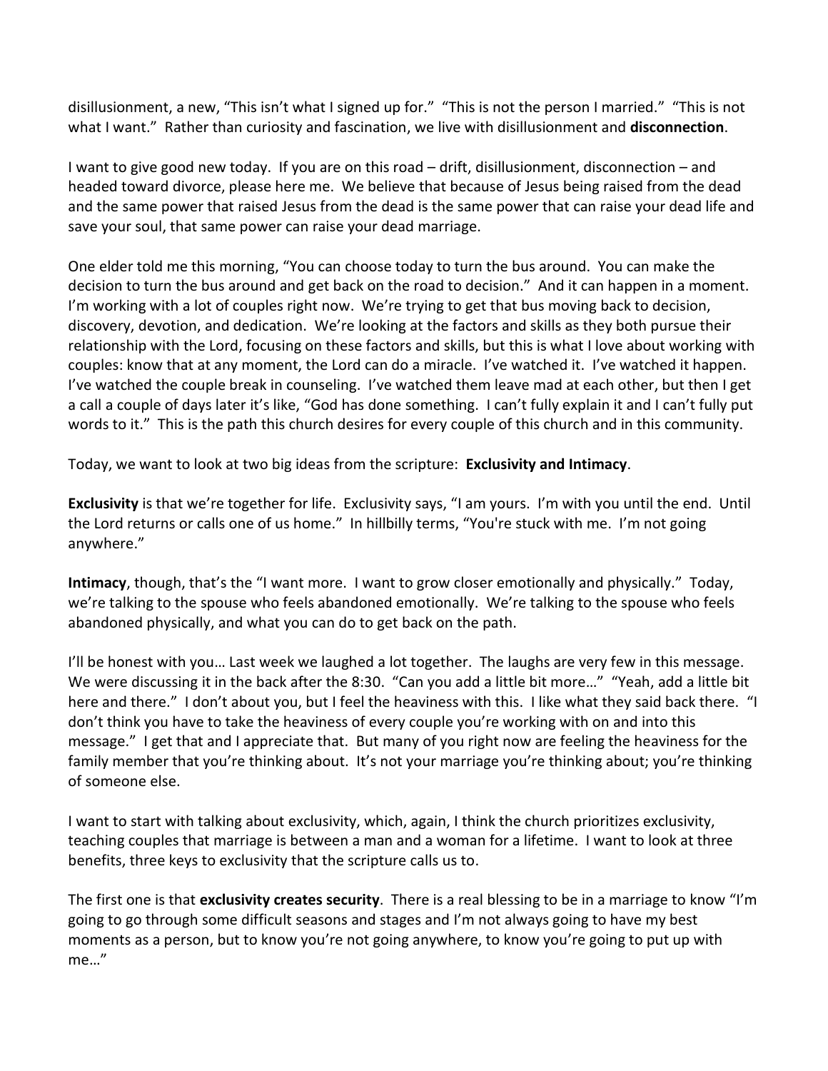disillusionment, a new, “This isn’t what I signed up for.” “This is not the person I married.” “This is not what I want.” Rather than curiosity and fascination, we live with disillusionment and **disconnection**.

I want to give good new today. If you are on this road – drift, disillusionment, disconnection – and headed toward divorce, please here me. We believe that because of Jesus being raised from the dead and the same power that raised Jesus from the dead is the same power that can raise your dead life and save your soul, that same power can raise your dead marriage.

One elder told me this morning, “You can choose today to turn the bus around. You can make the decision to turn the bus around and get back on the road to decision.” And it can happen in a moment. I’m working with a lot of couples right now. We’re trying to get that bus moving back to decision, discovery, devotion, and dedication. We’re looking at the factors and skills as they both pursue their relationship with the Lord, focusing on these factors and skills, but this is what I love about working with couples: know that at any moment, the Lord can do a miracle. I’ve watched it. I’ve watched it happen. I’ve watched the couple break in counseling. I’ve watched them leave mad at each other, but then I get a call a couple of days later it’s like, “God has done something. I can’t fully explain it and I can’t fully put words to it.” This is the path this church desires for every couple of this church and in this community.

Today, we want to look at two big ideas from the scripture: **Exclusivity and Intimacy**.

**Exclusivity** is that we’re together for life. Exclusivity says, “I am yours. I’m with you until the end. Until the Lord returns or calls one of us home.” In hillbilly terms, “You're stuck with me. I’m not going anywhere.”

**Intimacy**, though, that’s the “I want more. I want to grow closer emotionally and physically.” Today, we’re talking to the spouse who feels abandoned emotionally. We’re talking to the spouse who feels abandoned physically, and what you can do to get back on the path.

I’ll be honest with you… Last week we laughed a lot together. The laughs are very few in this message. We were discussing it in the back after the 8:30. “Can you add a little bit more…” “Yeah, add a little bit here and there.” I don’t about you, but I feel the heaviness with this. I like what they said back there. “I don’t think you have to take the heaviness of every couple you’re working with on and into this message.” I get that and I appreciate that. But many of you right now are feeling the heaviness for the family member that you’re thinking about. It’s not your marriage you’re thinking about; you’re thinking of someone else.

I want to start with talking about exclusivity, which, again, I think the church prioritizes exclusivity, teaching couples that marriage is between a man and a woman for a lifetime. I want to look at three benefits, three keys to exclusivity that the scripture calls us to.

The first one is that **exclusivity creates security**. There is a real blessing to be in a marriage to know “I’m going to go through some difficult seasons and stages and I’m not always going to have my best moments as a person, but to know you’re not going anywhere, to know you’re going to put up with me…”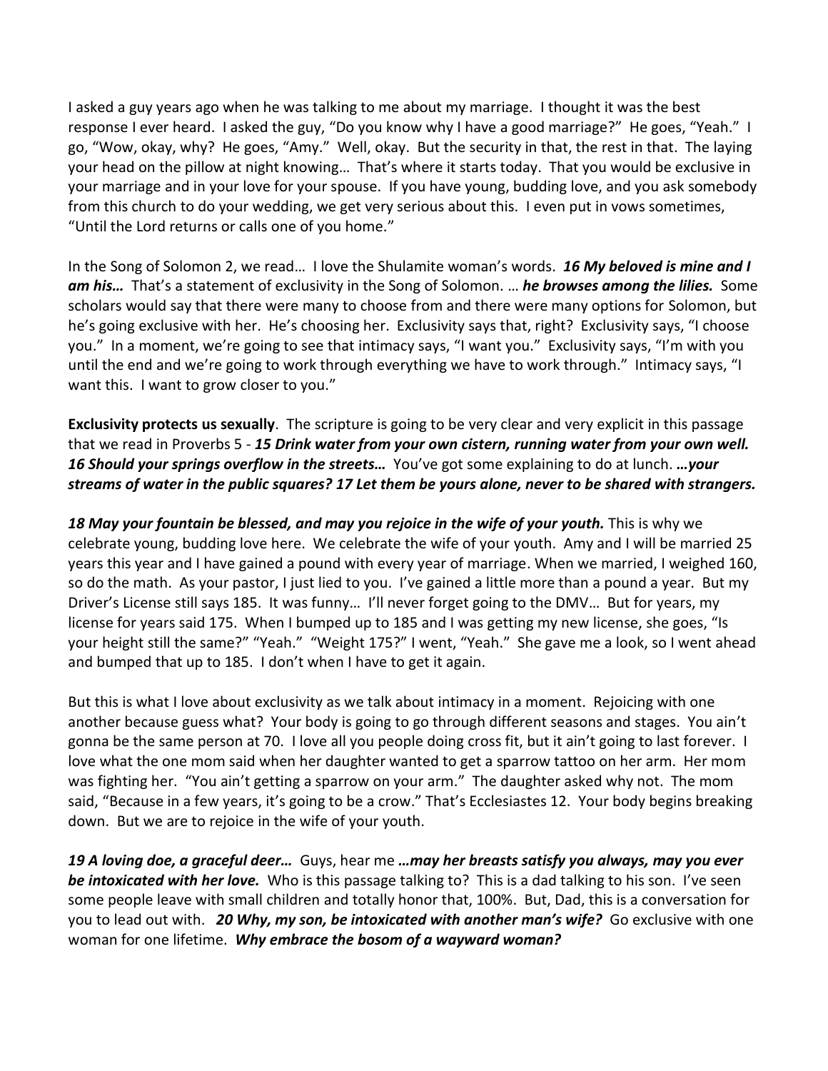I asked a guy years ago when he was talking to me about my marriage. I thought it was the best response I ever heard. I asked the guy, "Do you know why I have a good marriage?" He goes, "Yeah." I go, "Wow, okay, why? He goes, "Amy." Well, okay. But the security in that, the rest in that. The laying your head on the pillow at night knowing… That's where it starts today. That you would be exclusive in your marriage and in your love for your spouse. If you have young, budding love, and you ask somebody from this church to do your wedding, we get very serious about this. I even put in vows sometimes, "Until the Lord returns or calls one of you home."

In the Song of Solomon 2, we read… I love the Shulamite woman's words. ***16 My beloved is mine and I am his…*** That's a statement of exclusivity in the Song of Solomon. … ***he browses among the lilies.*** Some scholars would say that there were many to choose from and there were many options for Solomon, but he's going exclusive with her. He's choosing her. Exclusivity says that, right? Exclusivity says, "I choose you." In a moment, we're going to see that intimacy says, "I want you." Exclusivity says, "I'm with you until the end and we're going to work through everything we have to work through." Intimacy says, "I want this. I want to grow closer to you."

**Exclusivity protects us sexually**. The scripture is going to be very clear and very explicit in this passage that we read in Proverbs 5 - ***15 Drink water from your own cistern, running water from your own well. 16 Should your springs overflow in the streets…*** You've got some explaining to do at lunch. ***…your streams of water in the public squares? 17 Let them be yours alone, never to be shared with strangers.***

***18 May your fountain be blessed, and may you rejoice in the wife of your youth.*** This is why we celebrate young, budding love here. We celebrate the wife of your youth. Amy and I will be married 25 years this year and I have gained a pound with every year of marriage. When we married, I weighed 160, so do the math. As your pastor, I just lied to you. I've gained a little more than a pound a year. But my Driver's License still says 185. It was funny… I'll never forget going to the DMV… But for years, my license for years said 175. When I bumped up to 185 and I was getting my new license, she goes, "Is your height still the same?" "Yeah." "Weight 175?" I went, "Yeah." She gave me a look, so I went ahead and bumped that up to 185. I don't when I have to get it again.

But this is what I love about exclusivity as we talk about intimacy in a moment. Rejoicing with one another because guess what? Your body is going to go through different seasons and stages. You ain't gonna be the same person at 70. I love all you people doing cross fit, but it ain't going to last forever. I love what the one mom said when her daughter wanted to get a sparrow tattoo on her arm. Her mom was fighting her. "You ain't getting a sparrow on your arm." The daughter asked why not. The mom said, "Because in a few years, it's going to be a crow." That's Ecclesiastes 12. Your body begins breaking down. But we are to rejoice in the wife of your youth.

***19 A loving doe, a graceful deer…*** Guys, hear me ***…may her breasts satisfy you always, may you ever be intoxicated with her love.*** Who is this passage talking to? This is a dad talking to his son. I've seen some people leave with small children and totally honor that, 100%. But, Dad, this is a conversation for you to lead out with. ***20 Why, my son, be intoxicated with another man's wife?*** Go exclusive with one woman for one lifetime. ***Why embrace the bosom of a wayward woman?***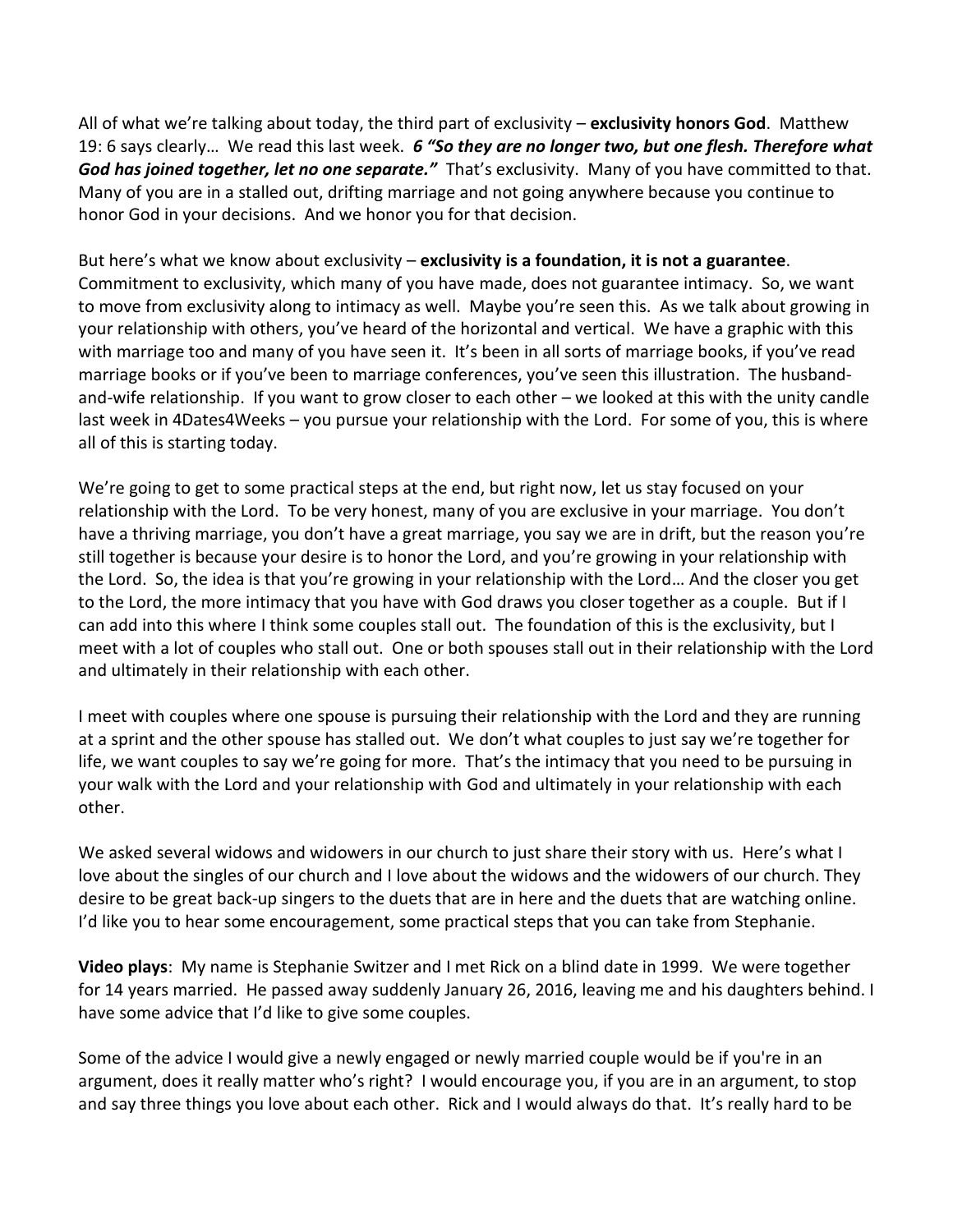All of what we're talking about today, the third part of exclusivity – **exclusivity honors God**. Matthew 19: 6 says clearly… We read this last week. ***6 "So they are no longer two, but one flesh. Therefore what God has joined together, let no one separate."*** That's exclusivity. Many of you have committed to that. Many of you are in a stalled out, drifting marriage and not going anywhere because you continue to honor God in your decisions. And we honor you for that decision.

But here's what we know about exclusivity – **exclusivity is a foundation, it is not a guarantee**. Commitment to exclusivity, which many of you have made, does not guarantee intimacy. So, we want to move from exclusivity along to intimacy as well. Maybe you're seen this. As we talk about growing in your relationship with others, you've heard of the horizontal and vertical. We have a graphic with this with marriage too and many of you have seen it. It's been in all sorts of marriage books, if you've read marriage books or if you've been to marriage conferences, you've seen this illustration. The husband-and-wife relationship. If you want to grow closer to each other – we looked at this with the unity candle last week in 4Dates4Weeks – you pursue your relationship with the Lord. For some of you, this is where all of this is starting today.

We're going to get to some practical steps at the end, but right now, let us stay focused on your relationship with the Lord. To be very honest, many of you are exclusive in your marriage. You don't have a thriving marriage, you don't have a great marriage, you say we are in drift, but the reason you're still together is because your desire is to honor the Lord, and you're growing in your relationship with the Lord. So, the idea is that you're growing in your relationship with the Lord… And the closer you get to the Lord, the more intimacy that you have with God draws you closer together as a couple. But if I can add into this where I think some couples stall out. The foundation of this is the exclusivity, but I meet with a lot of couples who stall out. One or both spouses stall out in their relationship with the Lord and ultimately in their relationship with each other.

I meet with couples where one spouse is pursuing their relationship with the Lord and they are running at a sprint and the other spouse has stalled out. We don't what couples to just say we're together for life, we want couples to say we're going for more. That's the intimacy that you need to be pursuing in your walk with the Lord and your relationship with God and ultimately in your relationship with each other.

We asked several widows and widowers in our church to just share their story with us. Here's what I love about the singles of our church and I love about the widows and the widowers of our church. They desire to be great back-up singers to the duets that are in here and the duets that are watching online. I'd like you to hear some encouragement, some practical steps that you can take from Stephanie.

**Video plays**: My name is Stephanie Switzer and I met Rick on a blind date in 1999. We were together for 14 years married. He passed away suddenly January 26, 2016, leaving me and his daughters behind. I have some advice that I'd like to give some couples.

Some of the advice I would give a newly engaged or newly married couple would be if you're in an argument, does it really matter who's right? I would encourage you, if you are in an argument, to stop and say three things you love about each other. Rick and I would always do that. It's really hard to be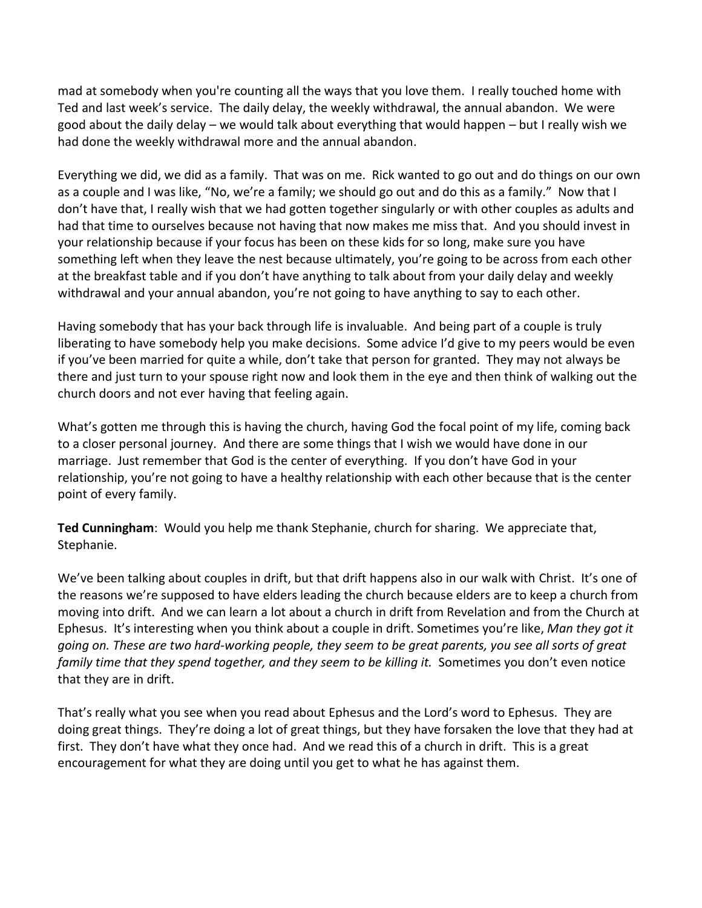mad at somebody when you're counting all the ways that you love them. I really touched home with Ted and last week's service. The daily delay, the weekly withdrawal, the annual abandon. We were good about the daily delay – we would talk about everything that would happen – but I really wish we had done the weekly withdrawal more and the annual abandon.

Everything we did, we did as a family. That was on me. Rick wanted to go out and do things on our own as a couple and I was like, "No, we're a family; we should go out and do this as a family." Now that I don't have that, I really wish that we had gotten together singularly or with other couples as adults and had that time to ourselves because not having that now makes me miss that. And you should invest in your relationship because if your focus has been on these kids for so long, make sure you have something left when they leave the nest because ultimately, you're going to be across from each other at the breakfast table and if you don't have anything to talk about from your daily delay and weekly withdrawal and your annual abandon, you're not going to have anything to say to each other.

Having somebody that has your back through life is invaluable. And being part of a couple is truly liberating to have somebody help you make decisions. Some advice I'd give to my peers would be even if you've been married for quite a while, don't take that person for granted. They may not always be there and just turn to your spouse right now and look them in the eye and then think of walking out the church doors and not ever having that feeling again.

What's gotten me through this is having the church, having God the focal point of my life, coming back to a closer personal journey. And there are some things that I wish we would have done in our marriage. Just remember that God is the center of everything. If you don't have God in your relationship, you're not going to have a healthy relationship with each other because that is the center point of every family.

**Ted Cunningham**: Would you help me thank Stephanie, church for sharing. We appreciate that, Stephanie.

We've been talking about couples in drift, but that drift happens also in our walk with Christ. It's one of the reasons we're supposed to have elders leading the church because elders are to keep a church from moving into drift. And we can learn a lot about a church in drift from Revelation and from the Church at Ephesus. It's interesting when you think about a couple in drift. Sometimes you're like, *Man they got it going on. These are two hard-working people, they seem to be great parents, you see all sorts of great family time that they spend together, and they seem to be killing it.* Sometimes you don't even notice that they are in drift.

That's really what you see when you read about Ephesus and the Lord's word to Ephesus. They are doing great things. They're doing a lot of great things, but they have forsaken the love that they had at first. They don't have what they once had. And we read this of a church in drift. This is a great encouragement for what they are doing until you get to what he has against them.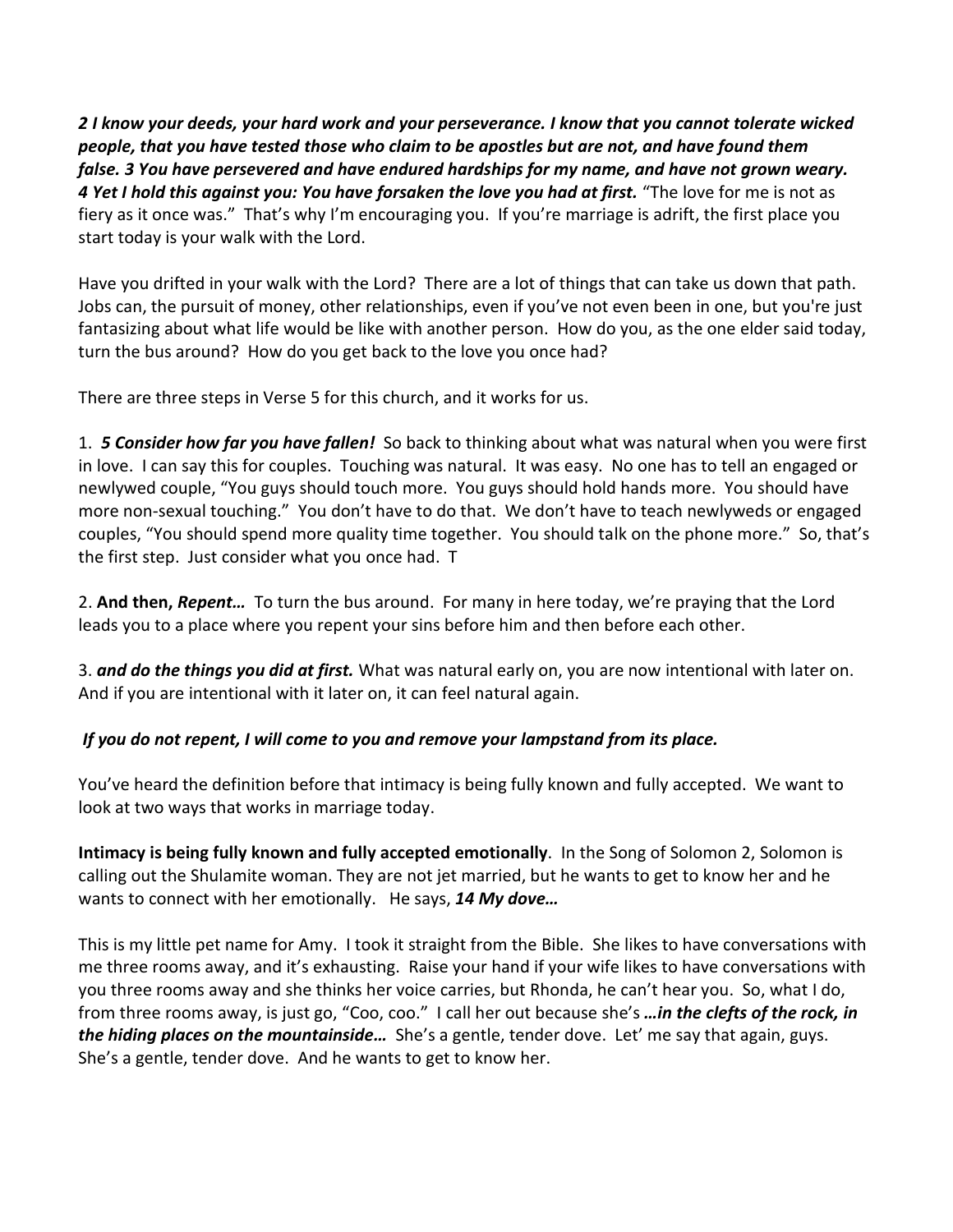***2 I know your deeds, your hard work and your perseverance. I know that you cannot tolerate wicked people, that you have tested those who claim to be apostles but are not, and have found them false. 3 You have persevered and have endured hardships for my name, and have not grown weary. 4 Yet I hold this against you: You have forsaken the love you had at first.*** "The love for me is not as fiery as it once was." That's why I'm encouraging you. If you're marriage is adrift, the first place you start today is your walk with the Lord.

Have you drifted in your walk with the Lord? There are a lot of things that can take us down that path. Jobs can, the pursuit of money, other relationships, even if you've not even been in one, but you're just fantasizing about what life would be like with another person. How do you, as the one elder said today, turn the bus around? How do you get back to the love you once had?

There are three steps in Verse 5 for this church, and it works for us.

1. ***5 Consider how far you have fallen!*** So back to thinking about what was natural when you were first in love. I can say this for couples. Touching was natural. It was easy. No one has to tell an engaged or newlywed couple, "You guys should touch more. You guys should hold hands more. You should have more non-sexual touching." You don't have to do that. We don't have to teach newlyweds or engaged couples, "You should spend more quality time together. You should talk on the phone more." So, that's the first step. Just consider what you once had. T

2. **And then, *Repent…*** To turn the bus around. For many in here today, we're praying that the Lord leads you to a place where you repent your sins before him and then before each other.

3. ***and do the things you did at first.*** What was natural early on, you are now intentional with later on. And if you are intentional with it later on, it can feel natural again.

***If you do not repent, I will come to you and remove your lampstand from its place.***

You've heard the definition before that intimacy is being fully known and fully accepted. We want to look at two ways that works in marriage today.

**Intimacy is being fully known and fully accepted emotionally**. In the Song of Solomon 2, Solomon is calling out the Shulamite woman. They are not jet married, but he wants to get to know her and he wants to connect with her emotionally. He says, ***14 My dove…***

This is my little pet name for Amy. I took it straight from the Bible. She likes to have conversations with me three rooms away, and it's exhausting. Raise your hand if your wife likes to have conversations with you three rooms away and she thinks her voice carries, but Rhonda, he can't hear you. So, what I do, from three rooms away, is just go, "Coo, coo." I call her out because she's ***…in the clefts of the rock, in the hiding places on the mountainside…*** She's a gentle, tender dove. Let' me say that again, guys. She's a gentle, tender dove. And he wants to get to know her.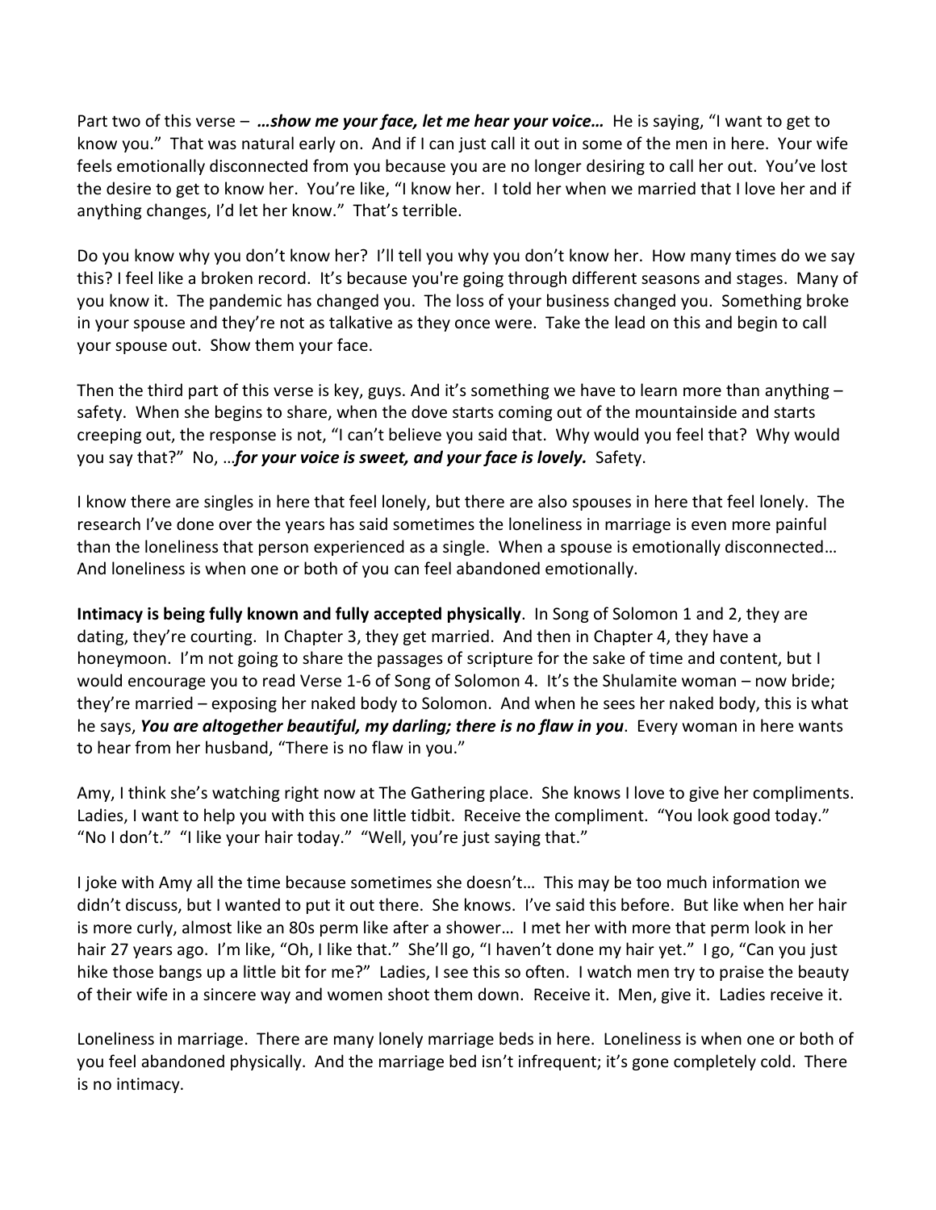Part two of this verse – ***…show me your face, let me hear your voice…*** He is saying, "I want to get to know you." That was natural early on. And if I can just call it out in some of the men in here. Your wife feels emotionally disconnected from you because you are no longer desiring to call her out. You've lost the desire to get to know her. You're like, "I know her. I told her when we married that I love her and if anything changes, I'd let her know." That's terrible.

Do you know why you don't know her? I'll tell you why you don't know her. How many times do we say this? I feel like a broken record. It's because you're going through different seasons and stages. Many of you know it. The pandemic has changed you. The loss of your business changed you. Something broke in your spouse and they're not as talkative as they once were. Take the lead on this and begin to call your spouse out. Show them your face.

Then the third part of this verse is key, guys. And it's something we have to learn more than anything – safety. When she begins to share, when the dove starts coming out of the mountainside and starts creeping out, the response is not, "I can't believe you said that. Why would you feel that? Why would you say that?" No, …***for your voice is sweet, and your face is lovely.*** Safety.

I know there are singles in here that feel lonely, but there are also spouses in here that feel lonely. The research I've done over the years has said sometimes the loneliness in marriage is even more painful than the loneliness that person experienced as a single. When a spouse is emotionally disconnected… And loneliness is when one or both of you can feel abandoned emotionally.

**Intimacy is being fully known and fully accepted physically**. In Song of Solomon 1 and 2, they are dating, they're courting. In Chapter 3, they get married. And then in Chapter 4, they have a honeymoon. I'm not going to share the passages of scripture for the sake of time and content, but I would encourage you to read Verse 1-6 of Song of Solomon 4. It's the Shulamite woman – now bride; they're married – exposing her naked body to Solomon. And when he sees her naked body, this is what he says, ***You are altogether beautiful, my darling; there is no flaw in you***. Every woman in here wants to hear from her husband, "There is no flaw in you."

Amy, I think she's watching right now at The Gathering place. She knows I love to give her compliments. Ladies, I want to help you with this one little tidbit. Receive the compliment. "You look good today." "No I don't." "I like your hair today." "Well, you're just saying that."

I joke with Amy all the time because sometimes she doesn't… This may be too much information we didn't discuss, but I wanted to put it out there. She knows. I've said this before. But like when her hair is more curly, almost like an 80s perm like after a shower… I met her with more that perm look in her hair 27 years ago. I'm like, "Oh, I like that." She'll go, "I haven't done my hair yet." I go, "Can you just hike those bangs up a little bit for me?" Ladies, I see this so often. I watch men try to praise the beauty of their wife in a sincere way and women shoot them down. Receive it. Men, give it. Ladies receive it.

Loneliness in marriage. There are many lonely marriage beds in here. Loneliness is when one or both of you feel abandoned physically. And the marriage bed isn't infrequent; it's gone completely cold. There is no intimacy.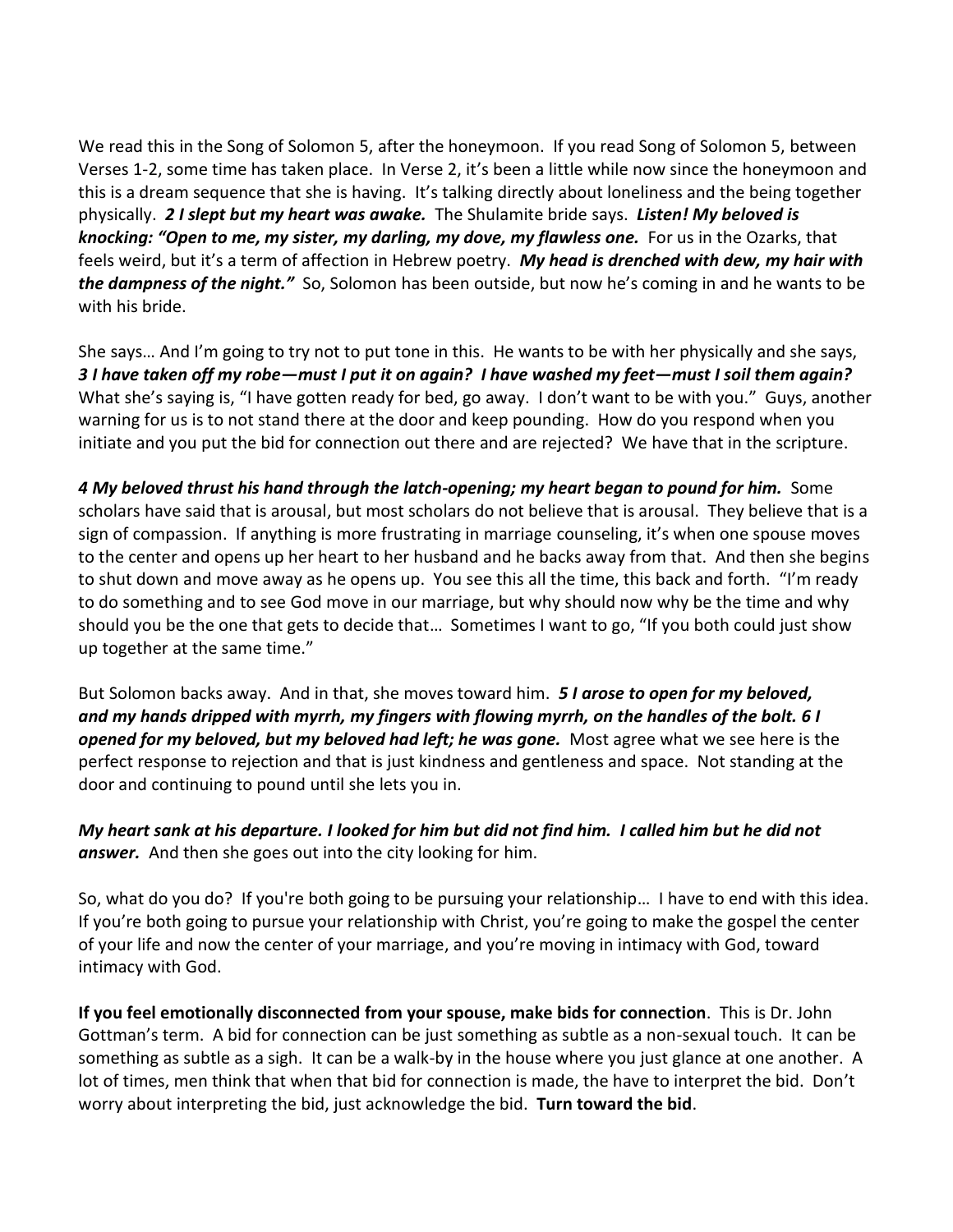We read this in the Song of Solomon 5, after the honeymoon. If you read Song of Solomon 5, between Verses 1-2, some time has taken place. In Verse 2, it's been a little while now since the honeymoon and this is a dream sequence that she is having. It's talking directly about loneliness and the being together physically. ***2 I slept but my heart was awake.*** The Shulamite bride says. ***Listen! My beloved is knocking: "Open to me, my sister, my darling, my dove, my flawless one.*** For us in the Ozarks, that feels weird, but it's a term of affection in Hebrew poetry. ***My head is drenched with dew, my hair with the dampness of the night."*** So, Solomon has been outside, but now he's coming in and he wants to be with his bride.

She says… And I'm going to try not to put tone in this. He wants to be with her physically and she says, ***3 I have taken off my robe—must I put it on again? I have washed my feet—must I soil them again?*** What she's saying is, "I have gotten ready for bed, go away. I don't want to be with you." Guys, another warning for us is to not stand there at the door and keep pounding. How do you respond when you initiate and you put the bid for connection out there and are rejected? We have that in the scripture.

***4 My beloved thrust his hand through the latch-opening; my heart began to pound for him.*** Some scholars have said that is arousal, but most scholars do not believe that is arousal. They believe that is a sign of compassion. If anything is more frustrating in marriage counseling, it's when one spouse moves to the center and opens up her heart to her husband and he backs away from that. And then she begins to shut down and move away as he opens up. You see this all the time, this back and forth. "I'm ready to do something and to see God move in our marriage, but why should now why be the time and why should you be the one that gets to decide that… Sometimes I want to go, "If you both could just show up together at the same time."

But Solomon backs away. And in that, she moves toward him. ***5 I arose to open for my beloved, and my hands dripped with myrrh, my fingers with flowing myrrh, on the handles of the bolt. 6 I opened for my beloved, but my beloved had left; he was gone.*** Most agree what we see here is the perfect response to rejection and that is just kindness and gentleness and space. Not standing at the door and continuing to pound until she lets you in.

***My heart sank at his departure. I looked for him but did not find him. I called him but he did not answer.*** And then she goes out into the city looking for him.

So, what do you do? If you're both going to be pursuing your relationship… I have to end with this idea. If you're both going to pursue your relationship with Christ, you're going to make the gospel the center of your life and now the center of your marriage, and you're moving in intimacy with God, toward intimacy with God.

**If you feel emotionally disconnected from your spouse, make bids for connection**. This is Dr. John Gottman's term. A bid for connection can be just something as subtle as a non-sexual touch. It can be something as subtle as a sigh. It can be a walk-by in the house where you just glance at one another. A lot of times, men think that when that bid for connection is made, the have to interpret the bid. Don't worry about interpreting the bid, just acknowledge the bid. **Turn toward the bid**.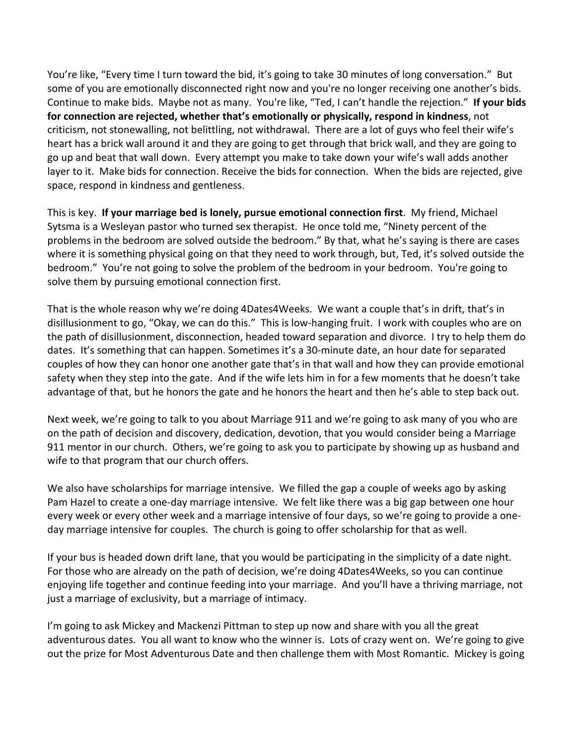You're like, "Every time I turn toward the bid, it's going to take 30 minutes of long conversation." But some of you are emotionally disconnected right now and you're no longer receiving one another's bids. Continue to make bids. Maybe not as many. You're like, "Ted, I can't handle the rejection." **If your bids for connection are rejected, whether that's emotionally or physically, respond in kindness**, not criticism, not stonewalling, not belittling, not withdrawal. There are a lot of guys who feel their wife's heart has a brick wall around it and they are going to get through that brick wall, and they are going to go up and beat that wall down. Every attempt you make to take down your wife's wall adds another layer to it. Make bids for connection. Receive the bids for connection. When the bids are rejected, give space, respond in kindness and gentleness.

This is key. **If your marriage bed is lonely, pursue emotional connection first**. My friend, Michael Sytsma is a Wesleyan pastor who turned sex therapist. He once told me, "Ninety percent of the problems in the bedroom are solved outside the bedroom." By that, what he's saying is there are cases where it is something physical going on that they need to work through, but, Ted, it's solved outside the bedroom." You're not going to solve the problem of the bedroom in your bedroom. You're going to solve them by pursuing emotional connection first.

That is the whole reason why we're doing 4Dates4Weeks. We want a couple that's in drift, that's in disillusionment to go, "Okay, we can do this." This is low-hanging fruit. I work with couples who are on the path of disillusionment, disconnection, headed toward separation and divorce. I try to help them do dates. It's something that can happen. Sometimes it's a 30-minute date, an hour date for separated couples of how they can honor one another gate that's in that wall and how they can provide emotional safety when they step into the gate. And if the wife lets him in for a few moments that he doesn't take advantage of that, but he honors the gate and he honors the heart and then he's able to step back out.

Next week, we're going to talk to you about Marriage 911 and we're going to ask many of you who are on the path of decision and discovery, dedication, devotion, that you would consider being a Marriage 911 mentor in our church. Others, we're going to ask you to participate by showing up as husband and wife to that program that our church offers.

We also have scholarships for marriage intensive. We filled the gap a couple of weeks ago by asking Pam Hazel to create a one-day marriage intensive. We felt like there was a big gap between one hour every week or every other week and a marriage intensive of four days, so we're going to provide a one-day marriage intensive for couples. The church is going to offer scholarship for that as well.

If your bus is headed down drift lane, that you would be participating in the simplicity of a date night. For those who are already on the path of decision, we're doing 4Dates4Weeks, so you can continue enjoying life together and continue feeding into your marriage. And you'll have a thriving marriage, not just a marriage of exclusivity, but a marriage of intimacy.

I'm going to ask Mickey and Mackenzi Pittman to step up now and share with you all the great adventurous dates. You all want to know who the winner is. Lots of crazy went on. We're going to give out the prize for Most Adventurous Date and then challenge them with Most Romantic. Mickey is going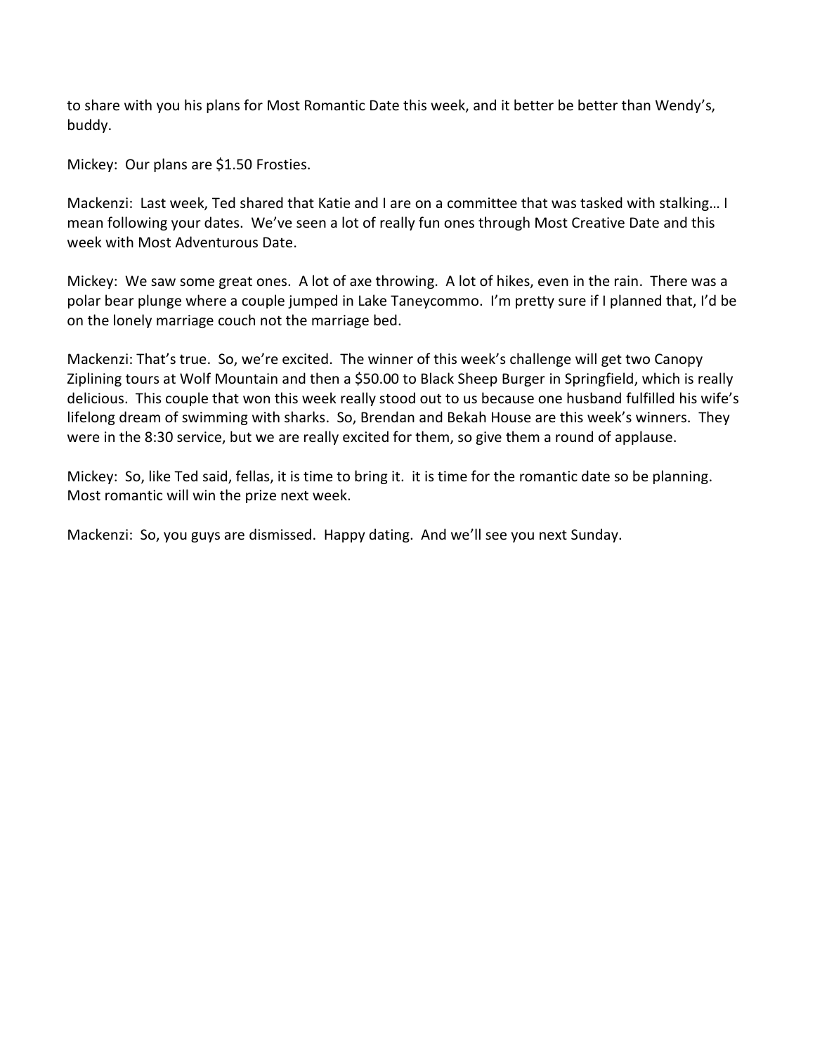to share with you his plans for Most Romantic Date this week, and it better be better than Wendy's, buddy.

Mickey: Our plans are $1.50 Frosties.

Mackenzi: Last week, Ted shared that Katie and I are on a committee that was tasked with stalking… I mean following your dates. We've seen a lot of really fun ones through Most Creative Date and this week with Most Adventurous Date.

Mickey: We saw some great ones. A lot of axe throwing. A lot of hikes, even in the rain. There was a polar bear plunge where a couple jumped in Lake Taneycommo. I'm pretty sure if I planned that, I'd be on the lonely marriage couch not the marriage bed.

Mackenzi: That's true. So, we're excited. The winner of this week's challenge will get two Canopy Ziplining tours at Wolf Mountain and then a $50.00 to Black Sheep Burger in Springfield, which is really delicious. This couple that won this week really stood out to us because one husband fulfilled his wife's lifelong dream of swimming with sharks. So, Brendan and Bekah House are this week's winners. They were in the 8:30 service, but we are really excited for them, so give them a round of applause.

Mickey: So, like Ted said, fellas, it is time to bring it. it is time for the romantic date so be planning. Most romantic will win the prize next week.

Mackenzi: So, you guys are dismissed. Happy dating. And we'll see you next Sunday.